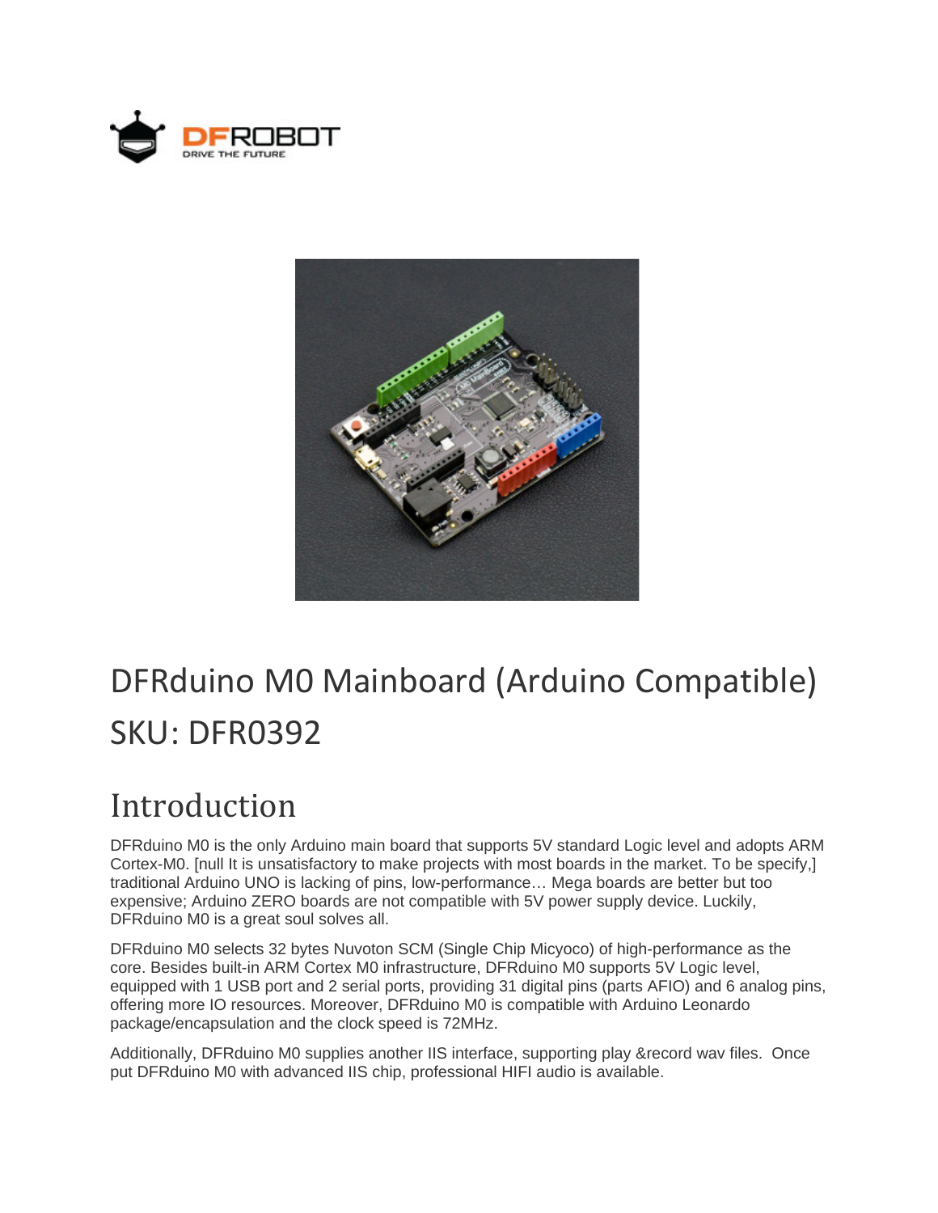# DFRduino M0 Mainboard (Arduino Compatible)
# SKU: DFR0392

## Introduction

DFRduino M0 is the only Arduino main board that supports 5V standard Logic level and adopts ARM Cortex-M0. [null It is unsatisfactory to make projects with most boards in the market. To be specify,] traditional Arduino UNO is lacking of pins, low-performance… Mega boards are better but too expensive; Arduino ZERO boards are not compatible with 5V power supply device. Luckily, DFRduino M0 is a great soul solves all.

DFRduino M0 selects 32 bytes Nuvoton SCM (Single Chip Micyoco) of high-performance as the core. Besides built-in ARM Cortex M0 infrastructure, DFRduino M0 supports 5V Logic level, equipped with 1 USB port and 2 serial ports, providing 31 digital pins (parts AFIO) and 6 analog pins, offering more IO resources. Moreover, DFRduino M0 is compatible with Arduino Leonardo package/encapsulation and the clock speed is 72MHz.

Additionally, DFRduino M0 supplies another IIS interface, supporting play &record wav files. Once put DFRduino M0 with advanced IIS chip, professional HIFI audio is available.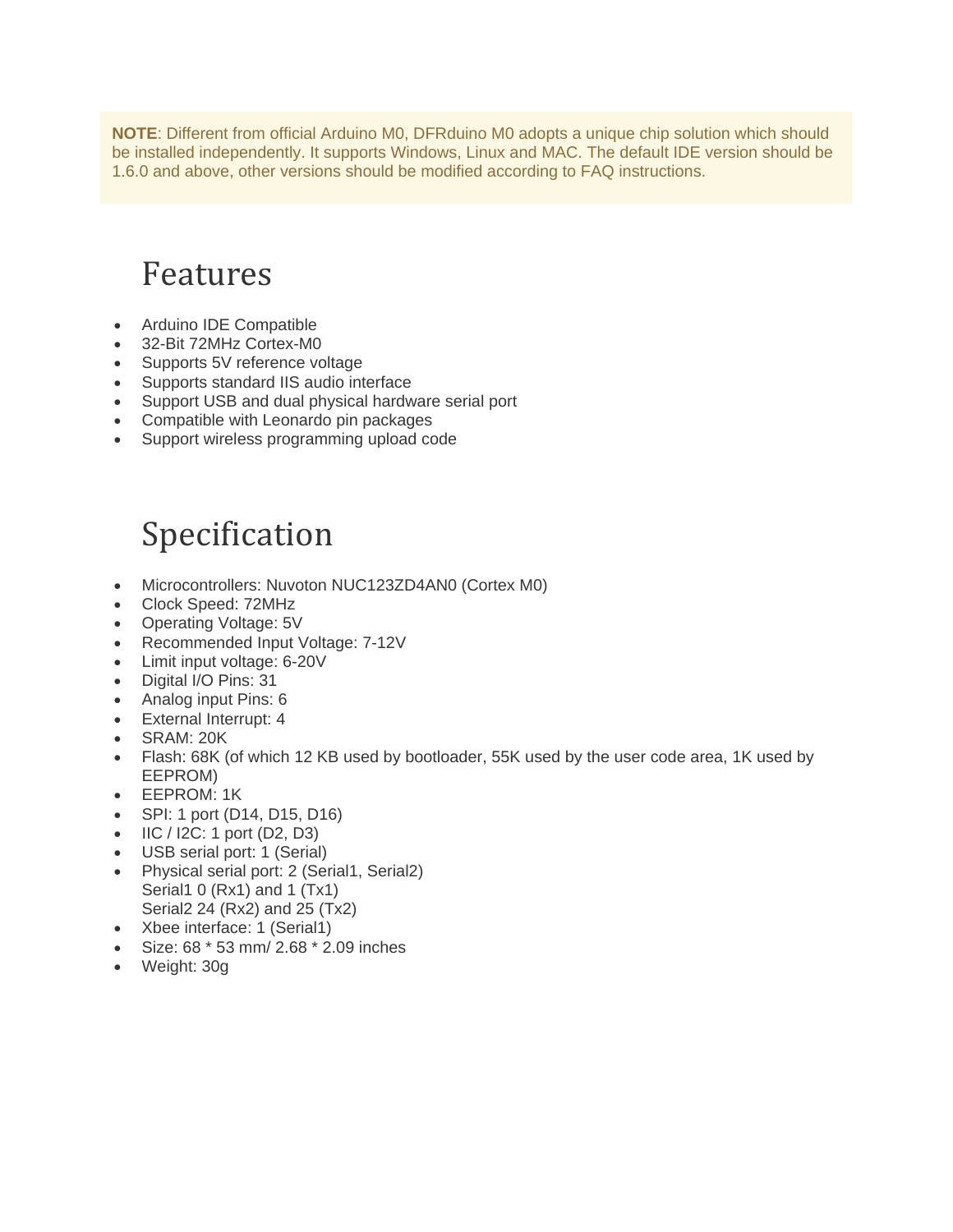**NOTE**: Different from official Arduino M0, DFRduino M0 adopts a unique chip solution which should be installed independently. It supports Windows, Linux and MAC. The default IDE version should be 1.6.0 and above, other versions should be modified according to FAQ instructions.

# Features

- Arduino IDE Compatible
- 32-Bit 72MHz Cortex-M0
- Supports 5V reference voltage
- Supports standard IIS audio interface
- Support USB and dual physical hardware serial port
- Compatible with Leonardo pin packages
- Support wireless programming upload code

# Specification

- Microcontrollers: Nuvoton NUC123ZD4AN0 (Cortex M0)
- Clock Speed: 72MHz
- Operating Voltage: 5V
- Recommended Input Voltage: 7-12V
- Limit input voltage: 6-20V
- Digital I/O Pins: 31
- Analog input Pins: 6
- External Interrupt: 4
- SRAM: 20K
- Flash: 68K (of which 12 KB used by bootloader, 55K used by the user code area, 1K used by EEPROM)
- EEPROM: 1K
- SPI: 1 port (D14, D15, D16)
- IIC / I2C: 1 port (D2, D3)
- USB serial port: 1 (Serial)
- Physical serial port: 2 (Serial1, Serial2)
  Serial1 0 (Rx1) and 1 (Tx1)
  Serial2 24 (Rx2) and 25 (Tx2)
- Xbee interface: 1 (Serial1)
- Size: 68 * 53 mm/ 2.68 * 2.09 inches
- Weight: 30g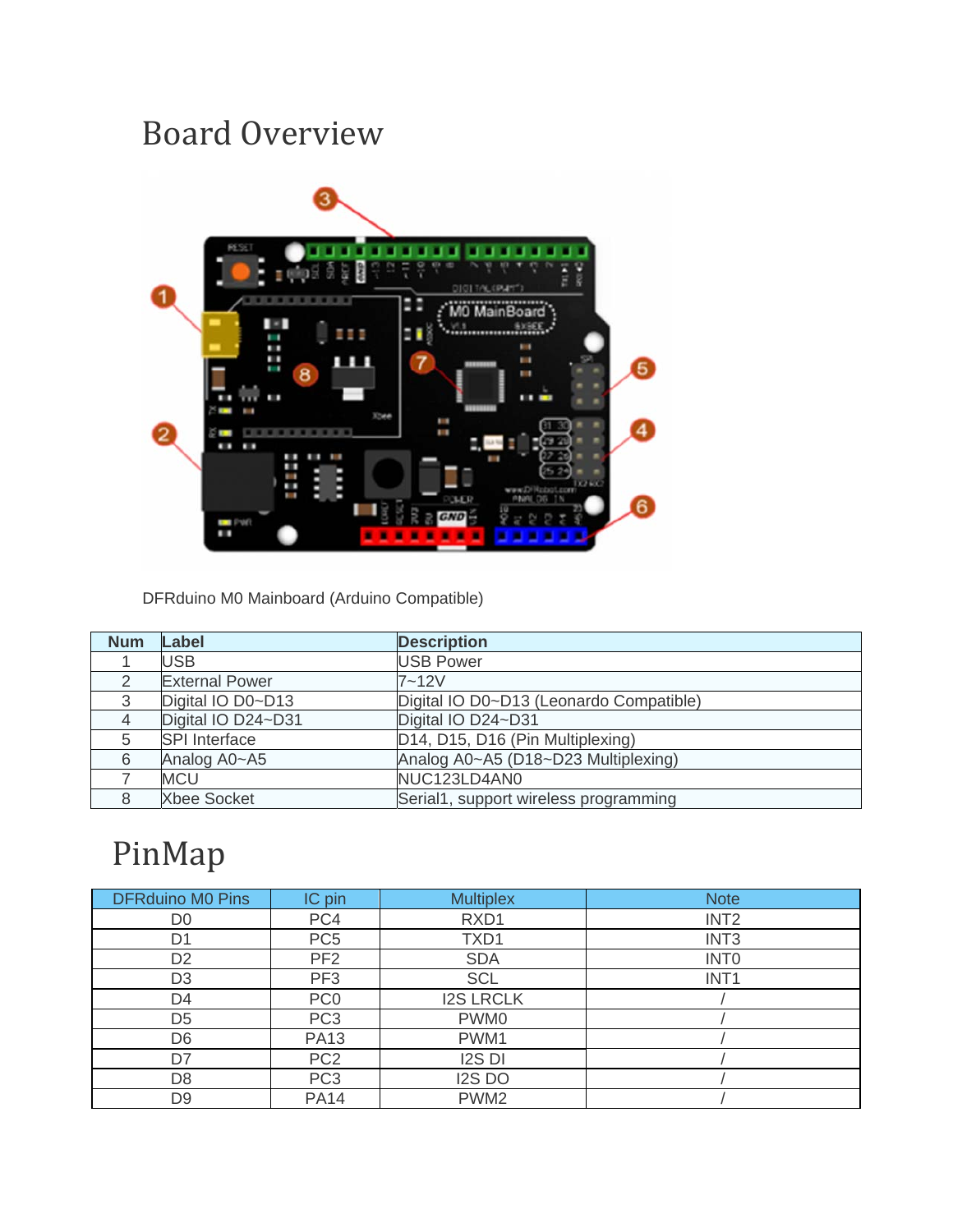# Board Overview

DFRduino M0 Mainboard (Arduino Compatible)

| Num | Label | Description |
|---|---|---|
| 1 | USB | USB Power |
| 2 | External Power | 7~12V |
| 3 | Digital IO D0~D13 | Digital IO D0~D13 (Leonardo Compatible) |
| 4 | Digital IO D24~D31 | Digital IO D24~D31 |
| 5 | SPI Interface | D14, D15, D16 (Pin Multiplexing) |
| 6 | Analog A0~A5 | Analog A0~A5 (D18~D23 Multiplexing) |
| 7 | MCU | NUC123LD4AN0 |
| 8 | Xbee Socket | Serial1, support wireless programming |

# PinMap

| DFRduino M0 Pins | IC pin | Multiplex | Note |
|---|---|---|---|
| D0 | PC4 | RXD1 | INT2 |
| D1 | PC5 | TXD1 | INT3 |
| D2 | PF2 | SDA | INT0 |
| D3 | PF3 | SCL | INT1 |
| D4 | PC0 | I2S LRCLK | / |
| D5 | PC3 | PWM0 | / |
| D6 | PA13 | PWM1 | / |
| D7 | PC2 | I2S DI | / |
| D8 | PC3 | I2S DO | / |
| D9 | PA14 | PWM2 | / |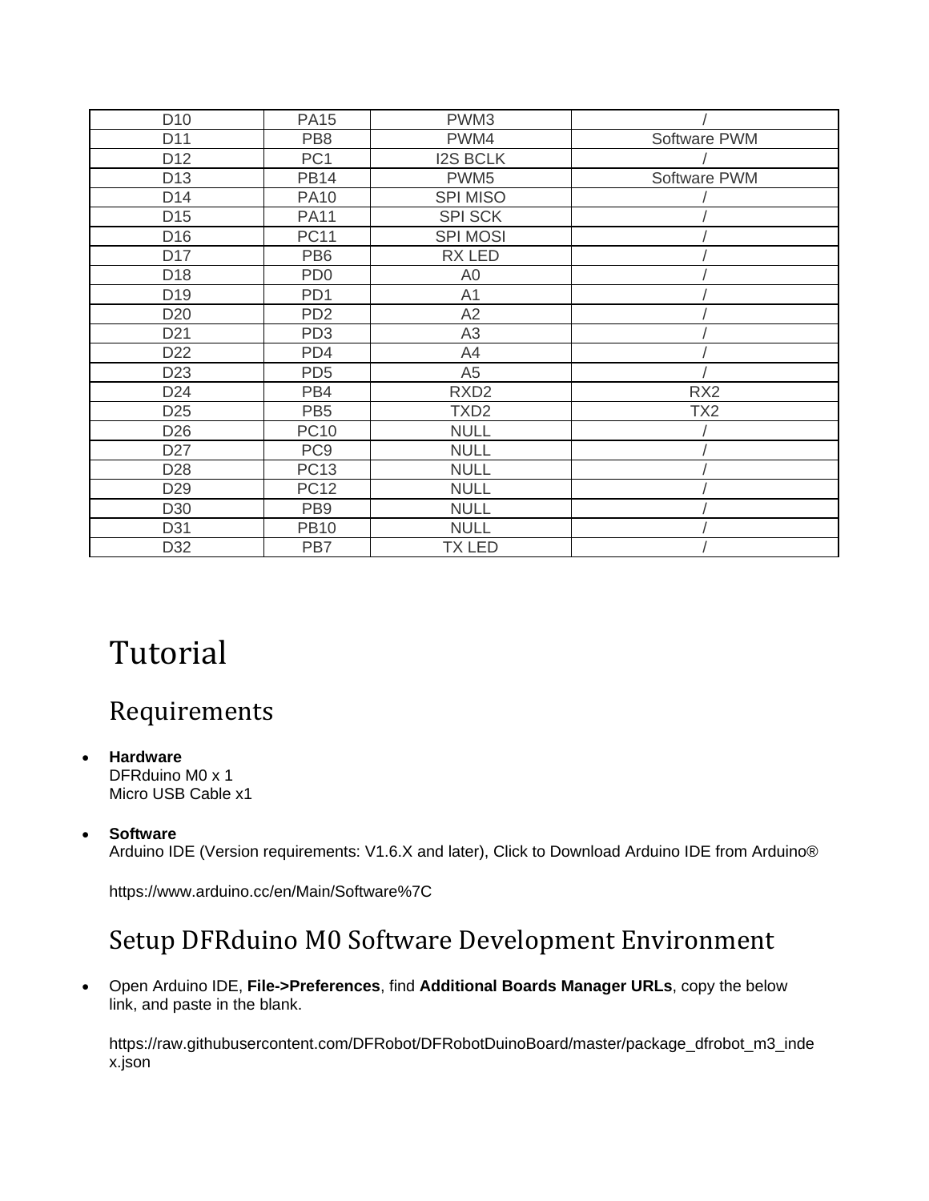| D10 | PA15 | PWM3 | / |
|---|---|---|---|
| D11 | PB8 | PWM4 | Software PWM |
| D12 | PC1 | I2S BCLK | / |
| D13 | PB14 | PWM5 | Software PWM |
| D14 | PA10 | SPI MISO | / |
| D15 | PA11 | SPI SCK | / |
| D16 | PC11 | SPI MOSI | / |
| D17 | PB6 | RX LED | / |
| D18 | PD0 | A0 | / |
| D19 | PD1 | A1 | / |
| D20 | PD2 | A2 | / |
| D21 | PD3 | A3 | / |
| D22 | PD4 | A4 | / |
| D23 | PD5 | A5 | / |
| D24 | PB4 | RXD2 | RX2 |
| D25 | PB5 | TXD2 | TX2 |
| D26 | PC10 | NULL | / |
| D27 | PC9 | NULL | / |
| D28 | PC13 | NULL | / |
| D29 | PC12 | NULL | / |
| D30 | PB9 | NULL | / |
| D31 | PB10 | NULL | / |
| D32 | PB7 | TX LED | / |

# Tutorial

## Requirements

- **Hardware**
  DFRduino M0 x 1
  Micro USB Cable x1

- **Software**
  Arduino IDE (Version requirements: V1.6.X and later), Click to Download Arduino IDE from Arduino®

  https://www.arduino.cc/en/Main/Software%7C

## Setup DFRduino M0 Software Development Environment

- Open Arduino IDE, **File->Preferences**, find **Additional Boards Manager URLs**, copy the below link, and paste in the blank.

  https://raw.githubusercontent.com/DFRobot/DFRobotDuinoBoard/master/package_dfrobot_m3_index.json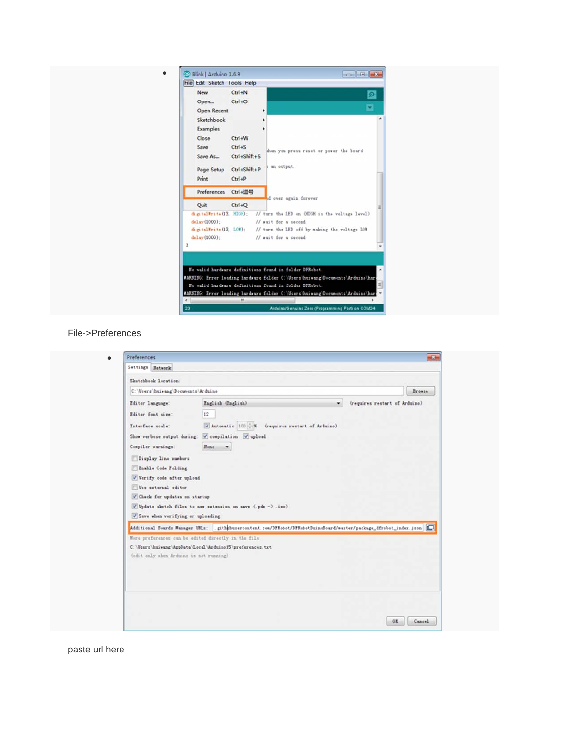- 

File->Preferences

- 

paste url here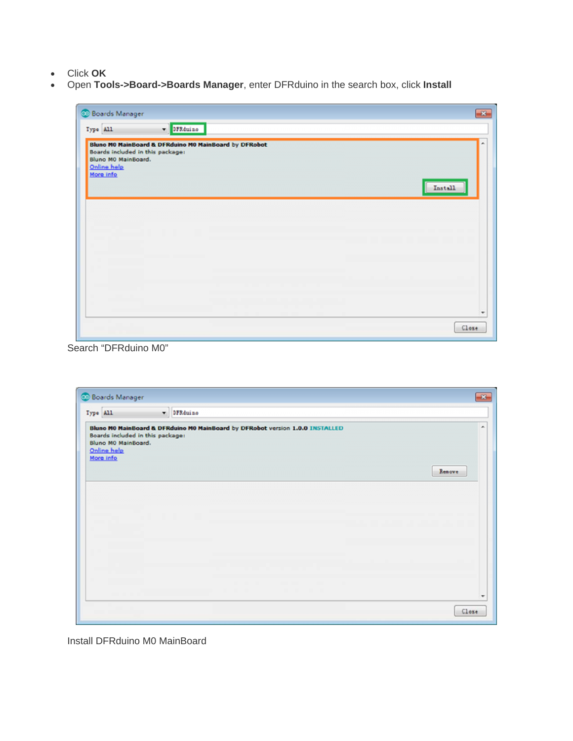- Click **OK**
- Open **Tools->Board->Boards Manager**, enter DFRduino in the search box, click **Install**

Search "DFRduino M0"

Install DFRduino M0 MainBoard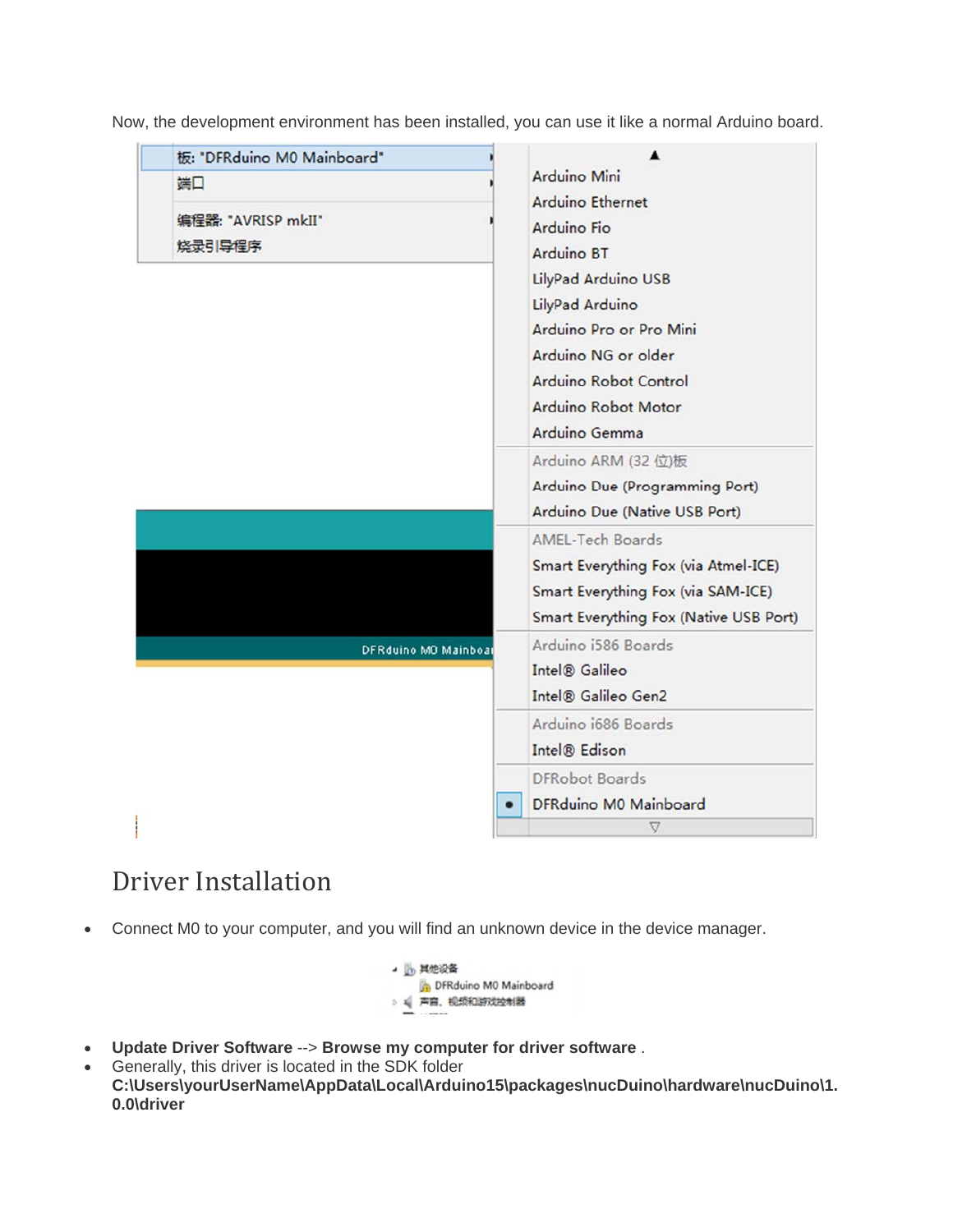Now, the development environment has been installed, you can use it like a normal Arduino board.

## Driver Installation

- Connect M0 to your computer, and you will find an unknown device in the device manager.

- **Update Driver Software** --> **Browse my computer for driver software** .
- Generally, this driver is located in the SDK folder **C:\Users\yourUserName\AppData\Local\Arduino15\packages\nucDuino\hardware\nucDuino\1.0.0\driver**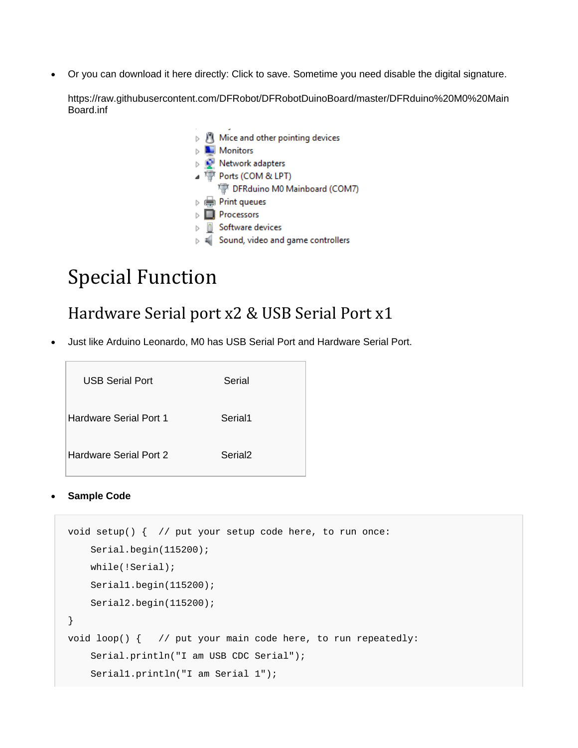- Or you can download it here directly: Click to save. Sometime you need disable the digital signature.

  https://raw.githubusercontent.com/DFRobot/DFRobotDuinoBoard/master/DFRduino%20M0%20MainBoard.inf

# Special Function

## Hardware Serial port x2 & USB Serial Port x1

- Just like Arduino Leonardo, M0 has USB Serial Port and Hardware Serial Port.

| USB Serial Port | Serial |
|---|---|
| Hardware Serial Port 1 | Serial1 |
| Hardware Serial Port 2 | Serial2 |

- **Sample Code**

```
void setup() {  // put your setup code here, to run once:
    Serial.begin(115200);
    while(!Serial);
    Serial1.begin(115200);
    Serial2.begin(115200);
}
void loop() {   // put your main code here, to run repeatedly:
    Serial.println("I am USB CDC Serial");
    Serial1.println("I am Serial 1");
```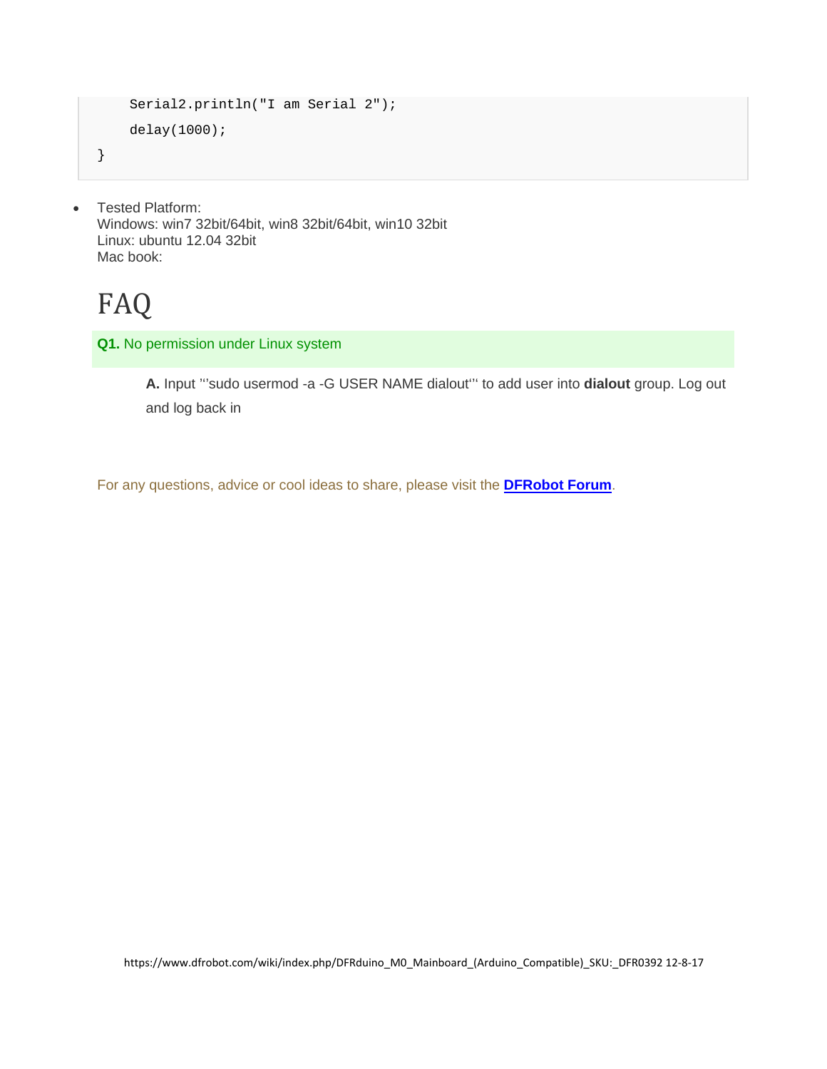```
    Serial2.println("I am Serial 2");
    delay(1000);
}
```

- Tested Platform:
  Windows: win7 32bit/64bit, win8 32bit/64bit, win10 32bit
  Linux: ubuntu 12.04 32bit
  Mac book:

# FAQ

**Q1.** No permission under Linux system

> **A.** Input "'sudo usermod -a -G USER NAME dialout"' to add user into **dialout** group. Log out and log back in

For any questions, advice or cool ideas to share, please visit the **DFRobot Forum**.

https://www.dfrobot.com/wiki/index.php/DFRduino_M0_Mainboard_(Arduino_Compatible)_SKU:_DFR0392 12-8-17